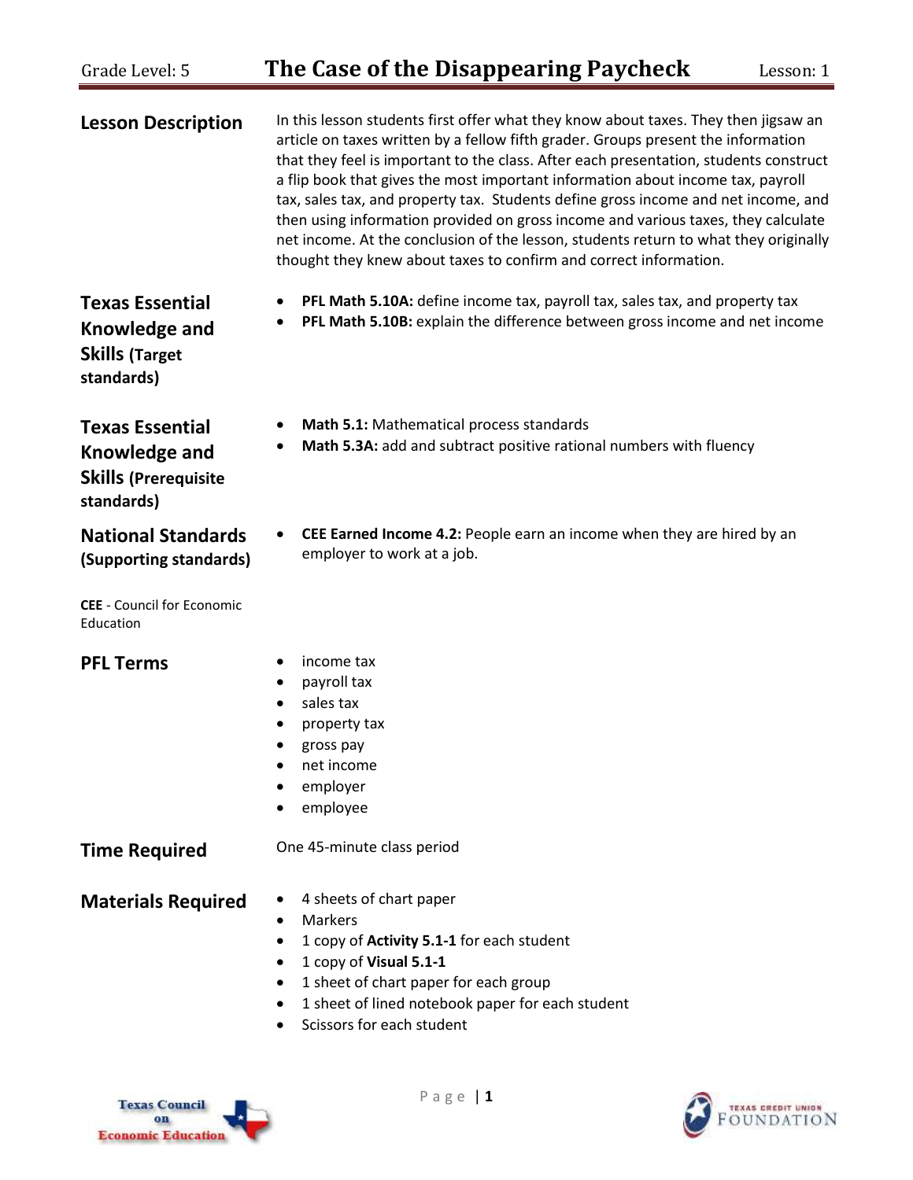Grade Level: 5

# The Case of the Disappearing Paycheck

Lesson: 1

## Lesson Description

In this lesson students first offer what they know about taxes. They then jigsaw an article on taxes written by a fellow fifth grader. Groups present the information that they feel is important to the class. After each presentation, students construct a flip book that gives the most important information about income tax, payroll tax, sales tax, and property tax. Students define gross income and net income, and then using information provided on gross income and various taxes, they calculate net income. At the conclusion of the lesson, students return to what they originally thought they knew about taxes to confirm and correct information.

## Texas Essential Knowledge and Skills (Target standards)

- **PFL Math 5.10A:** define income tax, payroll tax, sales tax, and property tax
- **PFL Math 5.10B:** explain the difference between gross income and net income

## Texas Essential Knowledge and Skills (Prerequisite standards)

- **Math 5.1:** Mathematical process standards
- **Math 5.3A:** add and subtract positive rational numbers with fluency

## National Standards (Supporting standards)

**CEE** - Council for Economic Education

- **CEE Earned Income 4.2:** People earn an income when they are hired by an employer to work at a job.

## PFL Terms

- income tax
- payroll tax
- sales tax
- property tax
- gross pay
- net income
- employer
- employee

## Time Required

One 45-minute class period

## Materials Required

- 4 sheets of chart paper
- Markers
- 1 copy of **Activity 5.1-1** for each student
- 1 copy of **Visual 5.1-1**
- 1 sheet of chart paper for each group
- 1 sheet of lined notebook paper for each student
- Scissors for each student

Texas Council on Economic Education

Texas Credit Union Foundation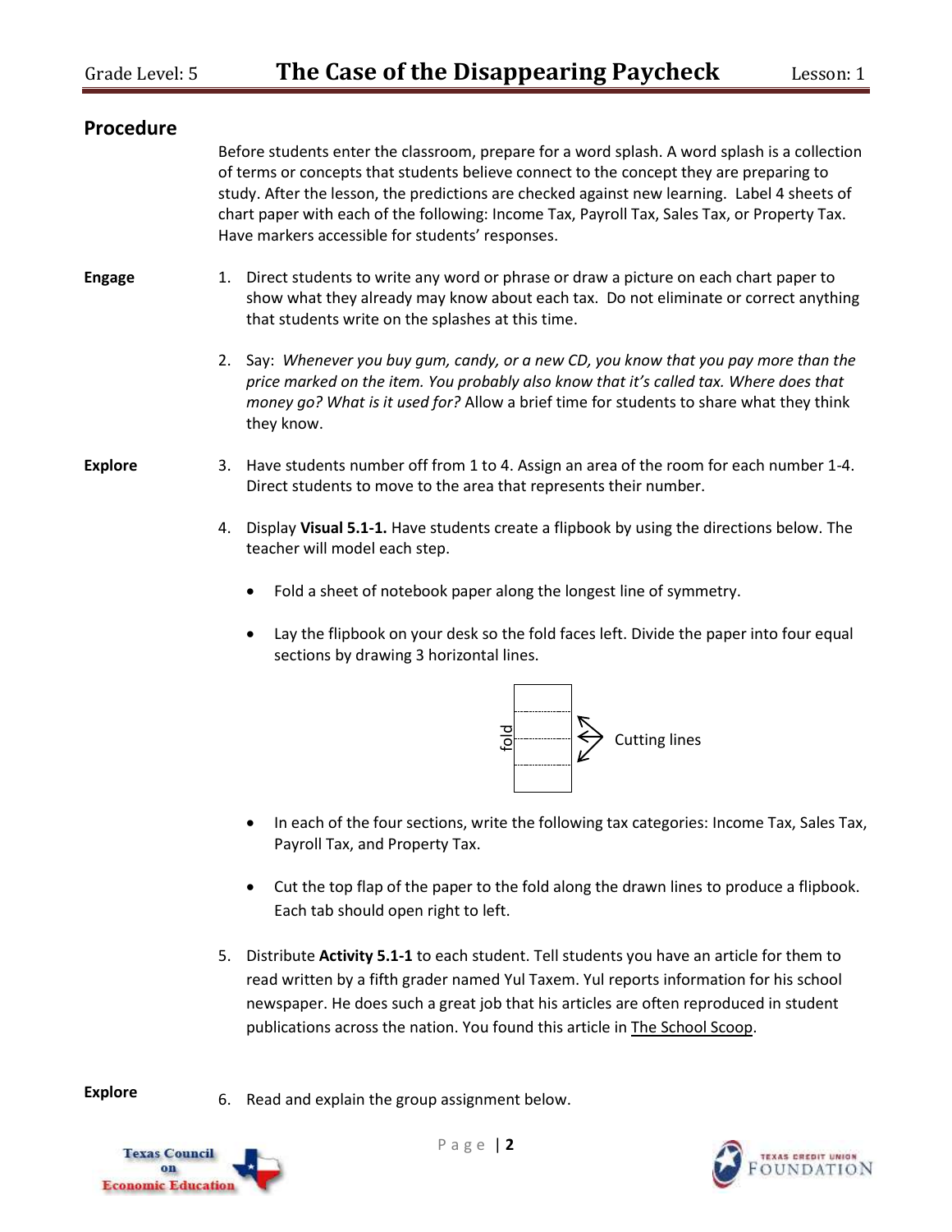## Procedure

Before students enter the classroom, prepare for a word splash. A word splash is a collection of terms or concepts that students believe connect to the concept they are preparing to study. After the lesson, the predictions are checked against new learning. Label 4 sheets of chart paper with each of the following: Income Tax, Payroll Tax, Sales Tax, or Property Tax. Have markers accessible for students' responses.

**Engage**

1. Direct students to write any word or phrase or draw a picture on each chart paper to show what they already may know about each tax. Do not eliminate or correct anything that students write on the splashes at this time.

2. Say: *Whenever you buy gum, candy, or a new CD, you know that you pay more than the price marked on the item. You probably also know that it's called tax. Where does that money go? What is it used for?* Allow a brief time for students to share what they think they know.

**Explore**

3. Have students number off from 1 to 4. Assign an area of the room for each number 1-4. Direct students to move to the area that represents their number.

4. Display **Visual 5.1-1.** Have students create a flipbook by using the directions below. The teacher will model each step.

   - Fold a sheet of notebook paper along the longest line of symmetry.
   - Lay the flipbook on your desk so the fold faces left. Divide the paper into four equal sections by drawing 3 horizontal lines.

   fold

   Cutting lines

   - In each of the four sections, write the following tax categories: Income Tax, Sales Tax, Payroll Tax, and Property Tax.
   - Cut the top flap of the paper to the fold along the drawn lines to produce a flipbook. Each tab should open right to left.

5. Distribute **Activity 5.1-1** to each student. Tell students you have an article for them to read written by a fifth grader named Yul Taxem. Yul reports information for his school newspaper. He does such a great job that his articles are often reproduced in student publications across the nation. You found this article in The School Scoop.

**Explore**

6. Read and explain the group assignment below.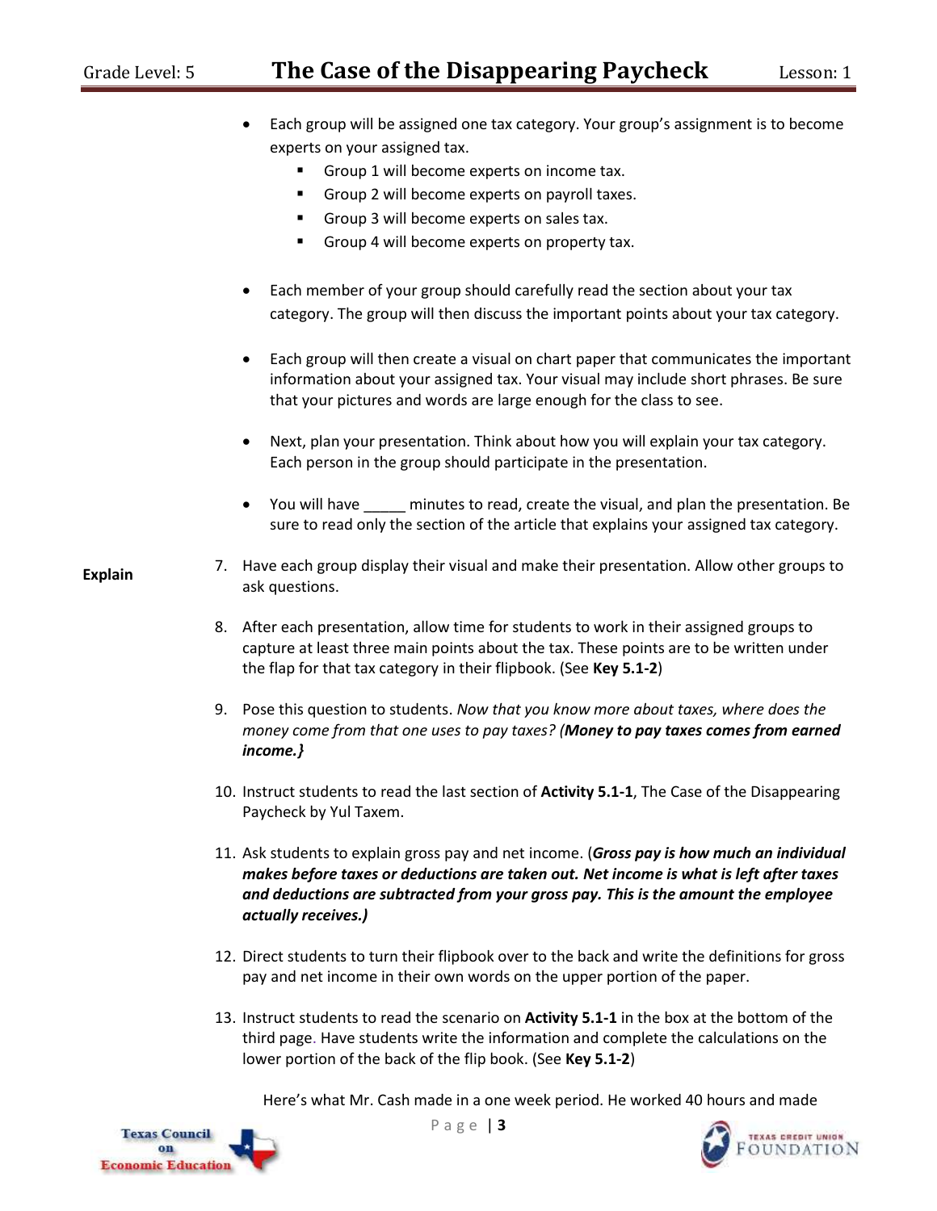- Each group will be assigned one tax category. Your group's assignment is to become experts on your assigned tax.
  - Group 1 will become experts on income tax.
  - Group 2 will become experts on payroll taxes.
  - Group 3 will become experts on sales tax.
  - Group 4 will become experts on property tax.

- Each member of your group should carefully read the section about your tax category. The group will then discuss the important points about your tax category.

- Each group will then create a visual on chart paper that communicates the important information about your assigned tax. Your visual may include short phrases. Be sure that your pictures and words are large enough for the class to see.

- Next, plan your presentation. Think about how you will explain your tax category. Each person in the group should participate in the presentation.

- You will have _____ minutes to read, create the visual, and plan the presentation. Be sure to read only the section of the article that explains your assigned tax category.

**Explain**

7. Have each group display their visual and make their presentation. Allow other groups to ask questions.

8. After each presentation, allow time for students to work in their assigned groups to capture at least three main points about the tax. These points are to be written under the flap for that tax category in their flipbook. (See **Key 5.1-2**)

9. Pose this question to students. *Now that you know more about taxes, where does the money come from that one uses to pay taxes? (**Money to pay taxes comes from earned income.}***

10. Instruct students to read the last section of **Activity 5.1-1**, The Case of the Disappearing Paycheck by Yul Taxem.

11. Ask students to explain gross pay and net income. (***Gross pay is how much an individual makes before taxes or deductions are taken out. Net income is what is left after taxes and deductions are subtracted from your gross pay. This is the amount the employee actually receives.)***

12. Direct students to turn their flipbook over to the back and write the definitions for gross pay and net income in their own words on the upper portion of the paper.

13. Instruct students to read the scenario on **Activity 5.1-1** in the box at the bottom of the third page. Have students write the information and complete the calculations on the lower portion of the back of the flip book. (See **Key 5.1-2**)

Here's what Mr. Cash made in a one week period. He worked 40 hours and made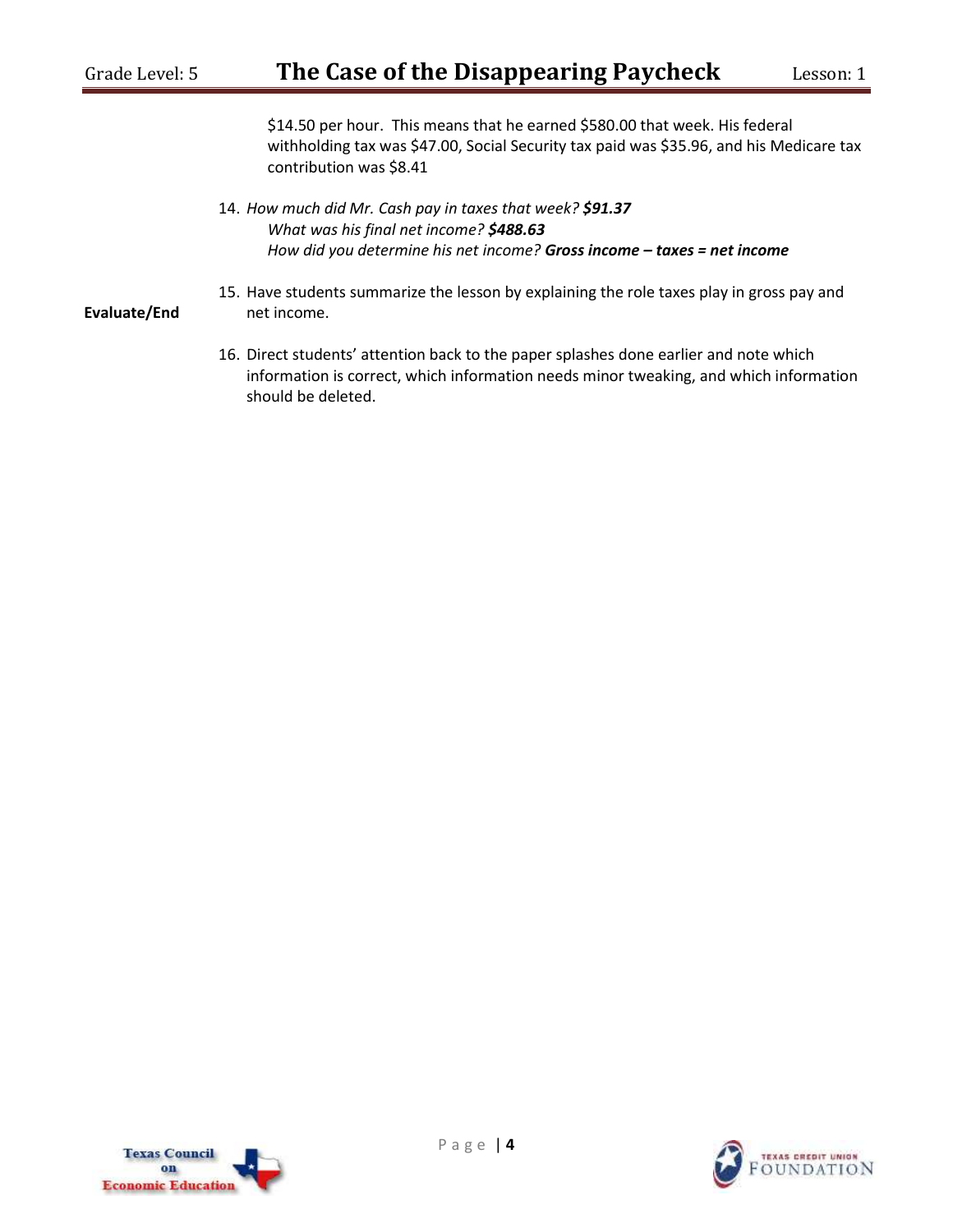$14.50 per hour. This means that he earned $580.00 that week. His federal withholding tax was $47.00, Social Security tax paid was $35.96, and his Medicare tax contribution was $8.41

14. *How much did Mr. Cash pay in taxes that week?* ***$91.37***
    *What was his final net income?* ***$488.63***
    *How did you determine his net income?* ***Gross income – taxes = net income***

**Evaluate/End**

15. Have students summarize the lesson by explaining the role taxes play in gross pay and net income.

16. Direct students' attention back to the paper splashes done earlier and note which information is correct, which information needs minor tweaking, and which information should be deleted.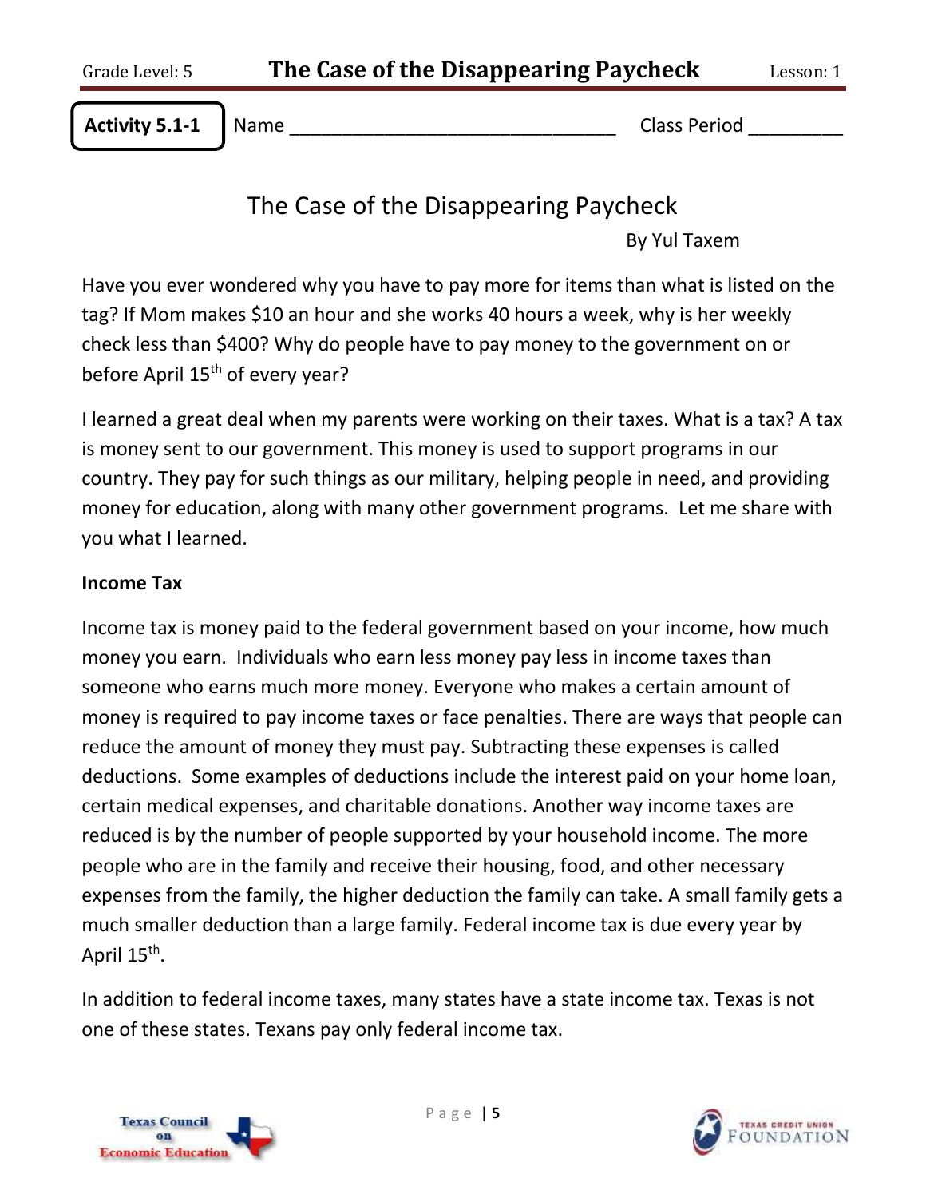**Activity 5.1-1** Name ______________________________ Class Period _________

# The Case of the Disappearing Paycheck

By Yul Taxem

Have you ever wondered why you have to pay more for items than what is listed on the tag? If Mom makes $10 an hour and she works 40 hours a week, why is her weekly check less than $400? Why do people have to pay money to the government on or before April 15th of every year?

I learned a great deal when my parents were working on their taxes. What is a tax? A tax is money sent to our government. This money is used to support programs in our country. They pay for such things as our military, helping people in need, and providing money for education, along with many other government programs. Let me share with you what I learned.

**Income Tax**

Income tax is money paid to the federal government based on your income, how much money you earn. Individuals who earn less money pay less in income taxes than someone who earns much more money. Everyone who makes a certain amount of money is required to pay income taxes or face penalties. There are ways that people can reduce the amount of money they must pay. Subtracting these expenses is called deductions. Some examples of deductions include the interest paid on your home loan, certain medical expenses, and charitable donations. Another way income taxes are reduced is by the number of people supported by your household income. The more people who are in the family and receive their housing, food, and other necessary expenses from the family, the higher deduction the family can take. A small family gets a much smaller deduction than a large family. Federal income tax is due every year by April 15th.

In addition to federal income taxes, many states have a state income tax. Texas is not one of these states. Texans pay only federal income tax.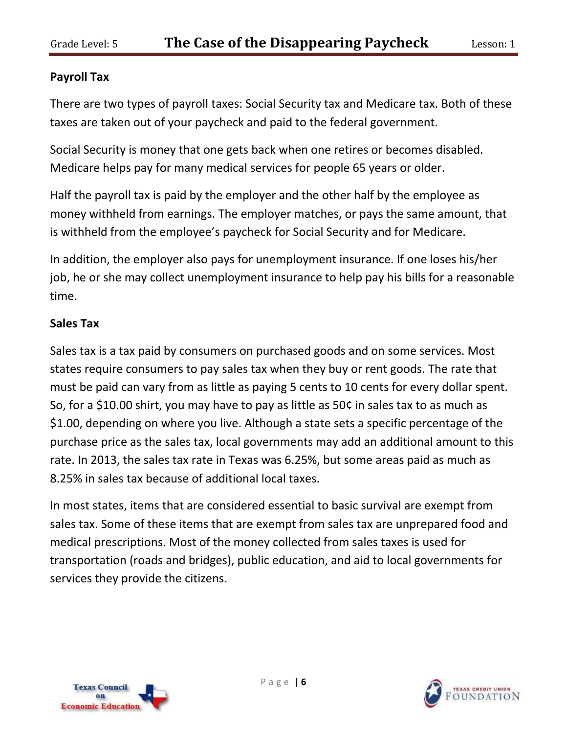**Payroll Tax**

There are two types of payroll taxes: Social Security tax and Medicare tax. Both of these taxes are taken out of your paycheck and paid to the federal government.

Social Security is money that one gets back when one retires or becomes disabled. Medicare helps pay for many medical services for people 65 years or older.

Half the payroll tax is paid by the employer and the other half by the employee as money withheld from earnings. The employer matches, or pays the same amount, that is withheld from the employee's paycheck for Social Security and for Medicare.

In addition, the employer also pays for unemployment insurance. If one loses his/her job, he or she may collect unemployment insurance to help pay his bills for a reasonable time.

**Sales Tax**

Sales tax is a tax paid by consumers on purchased goods and on some services. Most states require consumers to pay sales tax when they buy or rent goods. The rate that must be paid can vary from as little as paying 5 cents to 10 cents for every dollar spent. So, for a $10.00 shirt, you may have to pay as little as 50¢ in sales tax to as much as $1.00, depending on where you live. Although a state sets a specific percentage of the purchase price as the sales tax, local governments may add an additional amount to this rate. In 2013, the sales tax rate in Texas was 6.25%, but some areas paid as much as 8.25% in sales tax because of additional local taxes.

In most states, items that are considered essential to basic survival are exempt from sales tax. Some of these items that are exempt from sales tax are unprepared food and medical prescriptions. Most of the money collected from sales taxes is used for transportation (roads and bridges), public education, and aid to local governments for services they provide the citizens.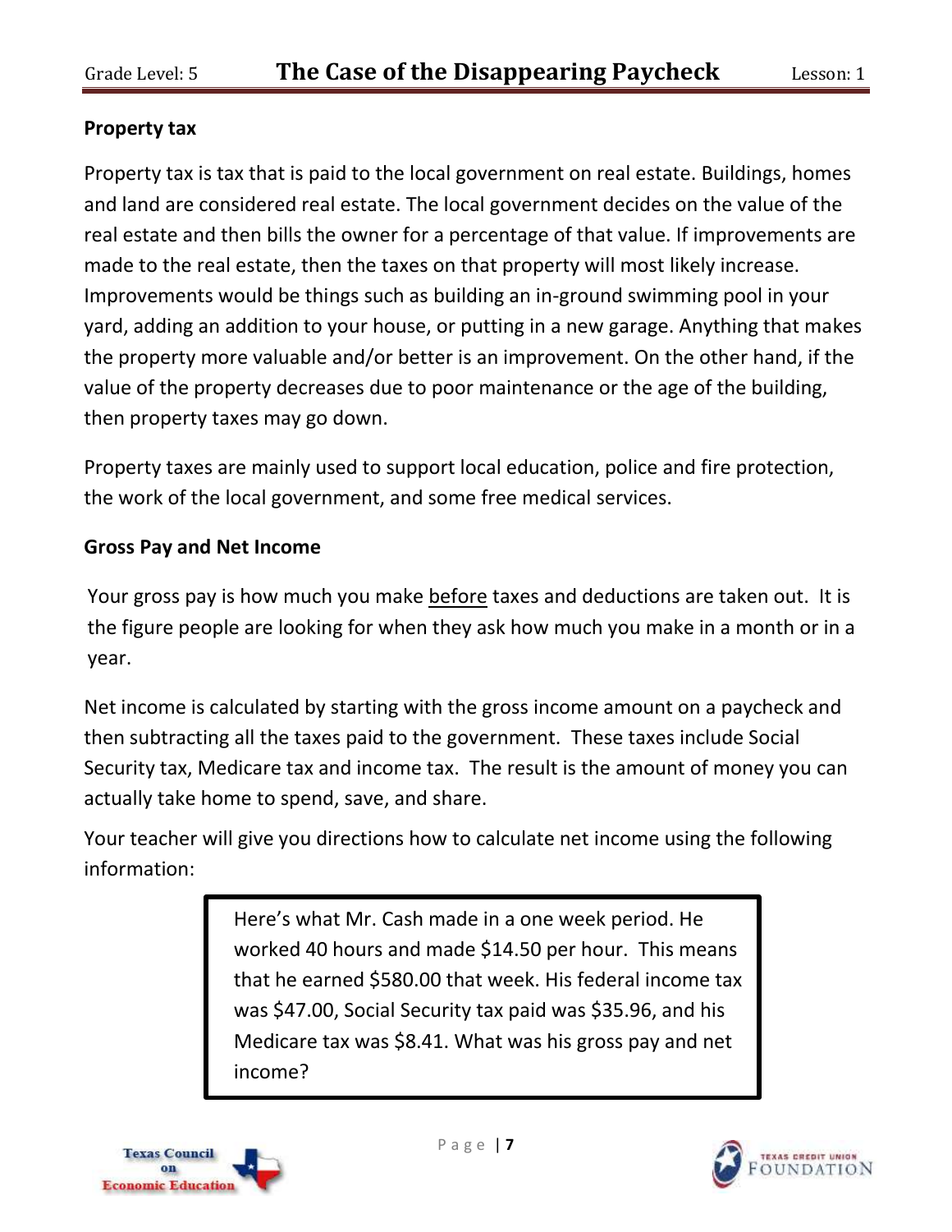## Property tax

Property tax is tax that is paid to the local government on real estate. Buildings, homes and land are considered real estate. The local government decides on the value of the real estate and then bills the owner for a percentage of that value. If improvements are made to the real estate, then the taxes on that property will most likely increase. Improvements would be things such as building an in-ground swimming pool in your yard, adding an addition to your house, or putting in a new garage. Anything that makes the property more valuable and/or better is an improvement. On the other hand, if the value of the property decreases due to poor maintenance or the age of the building, then property taxes may go down.

Property taxes are mainly used to support local education, police and fire protection, the work of the local government, and some free medical services.

## Gross Pay and Net Income

Your gross pay is how much you make <u>before</u> taxes and deductions are taken out. It is the figure people are looking for when they ask how much you make in a month or in a year.

Net income is calculated by starting with the gross income amount on a paycheck and then subtracting all the taxes paid to the government. These taxes include Social Security tax, Medicare tax and income tax. The result is the amount of money you can actually take home to spend, save, and share.

Your teacher will give you directions how to calculate net income using the following information:

> Here's what Mr. Cash made in a one week period. He worked 40 hours and made $14.50 per hour. This means that he earned $580.00 that week. His federal income tax was $47.00, Social Security tax paid was $35.96, and his Medicare tax was $8.41. What was his gross pay and net income?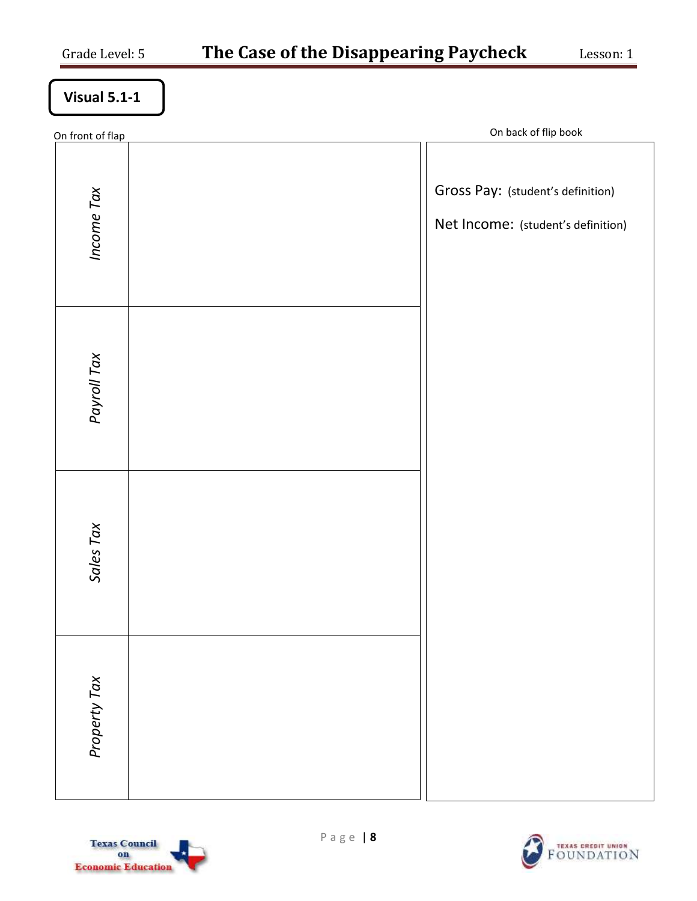**Visual 5.1-1**

On front of flap

| | |
|---|---|
| *Income Tax* | |
| *Payroll Tax* | |
| *Sales Tax* | |
| *Property Tax* | |

On back of flip book

Gross Pay: (student's definition)

Net Income: (student's definition)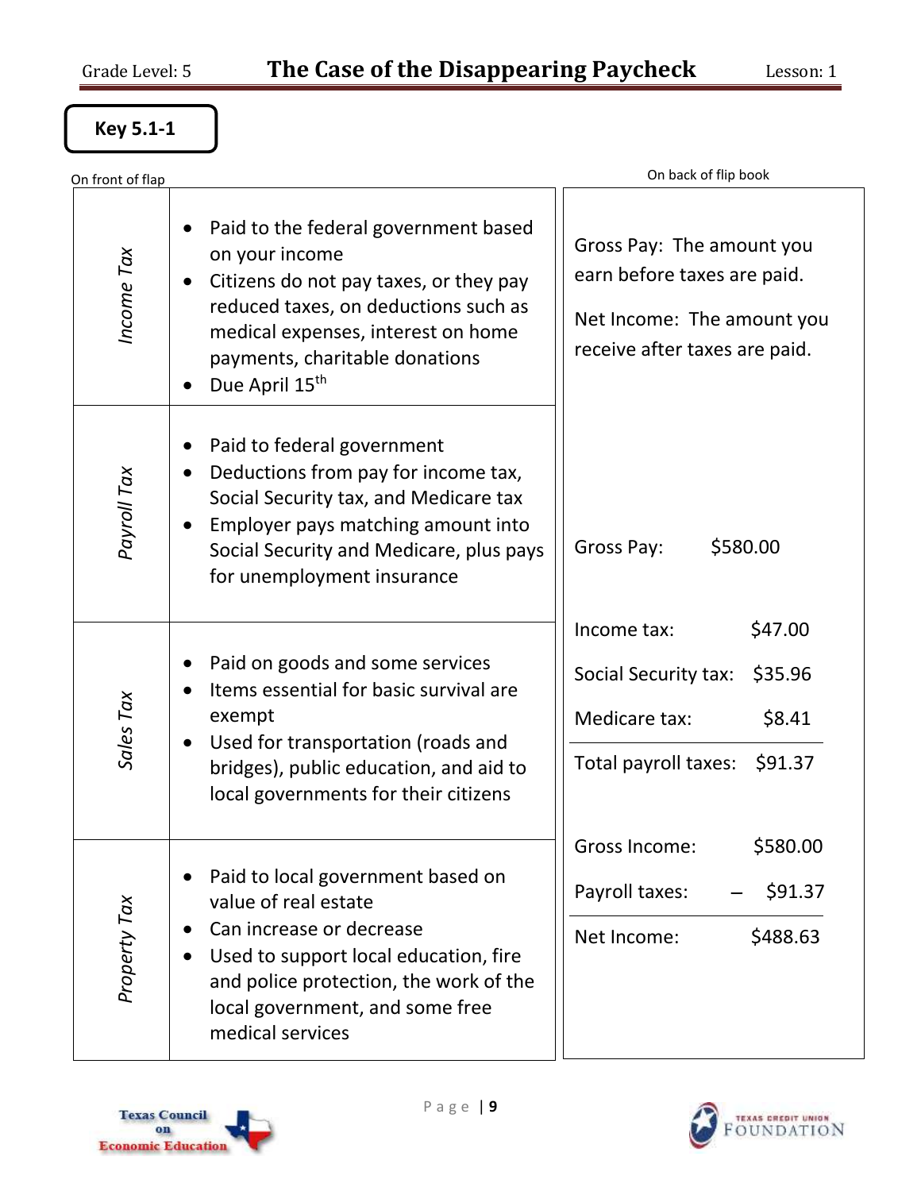**Key 5.1-1**

On front of flap

| | |
|---|---|
| *Income Tax* | • Paid to the federal government based on your income<br>• Citizens do not pay taxes, or they pay reduced taxes, on deductions such as medical expenses, interest on home payments, charitable donations<br>• Due April 15th |
| *Payroll Tax* | • Paid to federal government<br>• Deductions from pay for income tax, Social Security tax, and Medicare tax<br>• Employer pays matching amount into Social Security and Medicare, plus pays for unemployment insurance |
| *Sales Tax* | • Paid on goods and some services<br>• Items essential for basic survival are exempt<br>• Used for transportation (roads and bridges), public education, and aid to local governments for their citizens |
| *Property Tax* | • Paid to local government based on value of real estate<br>• Can increase or decrease<br>• Used to support local education, fire and police protection, the work of the local government, and some free medical services |

On back of flip book

Gross Pay: The amount you earn before taxes are paid.

Net Income: The amount you receive after taxes are paid.

Gross Pay: $580.00

| | |
|---|---|
| Income tax: | $47.00 |
| Social Security tax: | $35.96 |
| Medicare tax: | $8.41 |
| Total payroll taxes: | $91.37 |

| | |
|---|---|
| Gross Income: | $580.00 |
| Payroll taxes: | – $91.37 |
| Net Income: | $488.63 |

Texas Council on Economic Education

Texas Credit Union Foundation